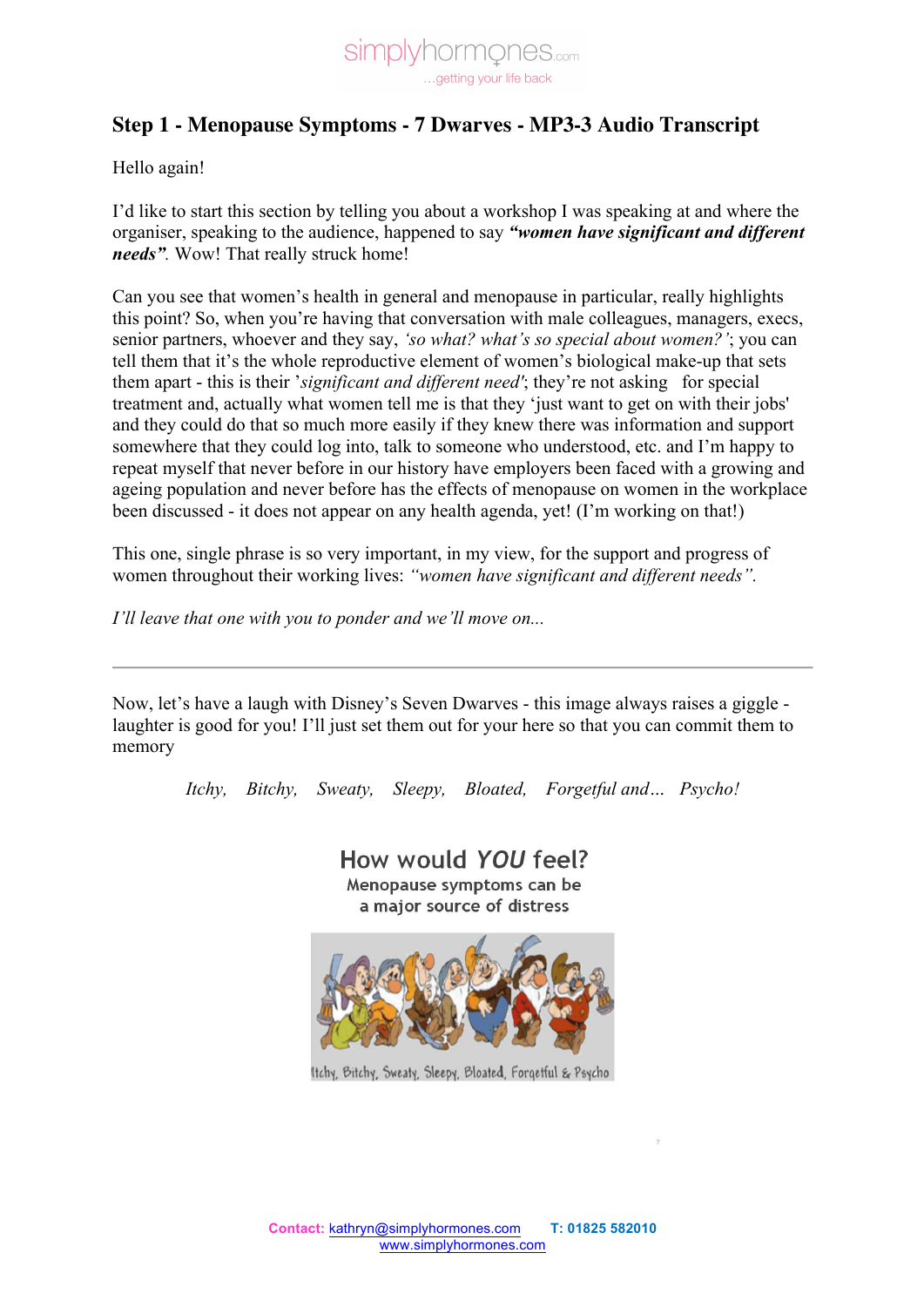# Step 1 - Menopause Symptoms - 7 Dwarves - MP3-3 Audio Transcript

Hello again!

I'd like to start this section by telling you about a workshop I was speaking at and where the organiser, speaking to the audience, happened to say ***"women have significant and different needs"***. Wow! That really struck home!

Can you see that women's health in general and menopause in particular, really highlights this point? So, when you're having that conversation with male colleagues, managers, execs, senior partners, whoever and they say, *'so what? what's so special about women?'*; you can tell them that it's the whole reproductive element of women's biological make-up that sets them apart - this is their *'significant and different need'*; they're not asking for special treatment and, actually what women tell me is that they 'just want to get on with their jobs' and they could do that so much more easily if they knew there was information and support somewhere that they could log into, talk to someone who understood, etc. and I'm happy to repeat myself that never before in our history have employers been faced with a growing and ageing population and never before has the effects of menopause on women in the workplace been discussed - it does not appear on any health agenda, yet! (I'm working on that!)

This one, single phrase is so very important, in my view, for the support and progress of women throughout their working lives: *"women have significant and different needs".*

*I'll leave that one with you to ponder and we'll move on...*

---

Now, let's have a laugh with Disney's Seven Dwarves - this image always raises a giggle - laughter is good for you! I'll just set them out for your here so that you can commit them to memory

*Itchy, Bitchy, Sweaty, Sleepy, Bloated, Forgetful and… Psycho!*

How would *YOU* feel?

Menopause symptoms can be a major source of distress

Itchy, Bitchy, Sweaty, Sleepy, Bloated, Forgetful & Psycho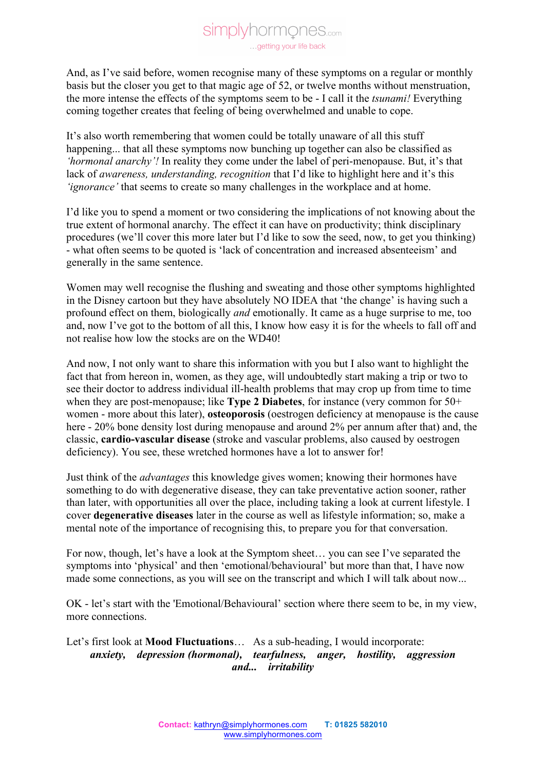And, as I've said before, women recognise many of these symptoms on a regular or monthly basis but the closer you get to that magic age of 52, or twelve months without menstruation, the more intense the effects of the symptoms seem to be - I call it the *tsunami!* Everything coming together creates that feeling of being overwhelmed and unable to cope.

It's also worth remembering that women could be totally unaware of all this stuff happening... that all these symptoms now bunching up together can also be classified as *'hormonal anarchy'!* In reality they come under the label of peri-menopause. But, it's that lack of *awareness, understanding, recognition* that I'd like to highlight here and it's this *'ignorance'* that seems to create so many challenges in the workplace and at home.

I'd like you to spend a moment or two considering the implications of not knowing about the true extent of hormonal anarchy. The effect it can have on productivity; think disciplinary procedures (we'll cover this more later but I'd like to sow the seed, now, to get you thinking) - what often seems to be quoted is 'lack of concentration and increased absenteeism' and generally in the same sentence.

Women may well recognise the flushing and sweating and those other symptoms highlighted in the Disney cartoon but they have absolutely NO IDEA that 'the change' is having such a profound effect on them, biologically *and* emotionally. It came as a huge surprise to me, too and, now I've got to the bottom of all this, I know how easy it is for the wheels to fall off and not realise how low the stocks are on the WD40!

And now, I not only want to share this information with you but I also want to highlight the fact that from hereon in, women, as they age, will undoubtedly start making a trip or two to see their doctor to address individual ill-health problems that may crop up from time to time when they are post-menopause; like **Type 2 Diabetes**, for instance (very common for 50+ women - more about this later), **osteoporosis** (oestrogen deficiency at menopause is the cause here - 20% bone density lost during menopause and around 2% per annum after that) and, the classic, **cardio-vascular disease** (stroke and vascular problems, also caused by oestrogen deficiency). You see, these wretched hormones have a lot to answer for!

Just think of the *advantages* this knowledge gives women; knowing their hormones have something to do with degenerative disease, they can take preventative action sooner, rather than later, with opportunities all over the place, including taking a look at current lifestyle. I cover **degenerative diseases** later in the course as well as lifestyle information; so, make a mental note of the importance of recognising this, to prepare you for that conversation.

For now, though, let's have a look at the Symptom sheet… you can see I've separated the symptoms into 'physical' and then 'emotional/behavioural' but more than that, I have now made some connections, as you will see on the transcript and which I will talk about now...

OK - let's start with the 'Emotional/Behavioural' section where there seem to be, in my view, more connections.

Let's first look at **Mood Fluctuations**… As a sub-heading, I would incorporate:

***anxiety, depression (hormonal), tearfulness, anger, hostility, aggression and... irritability***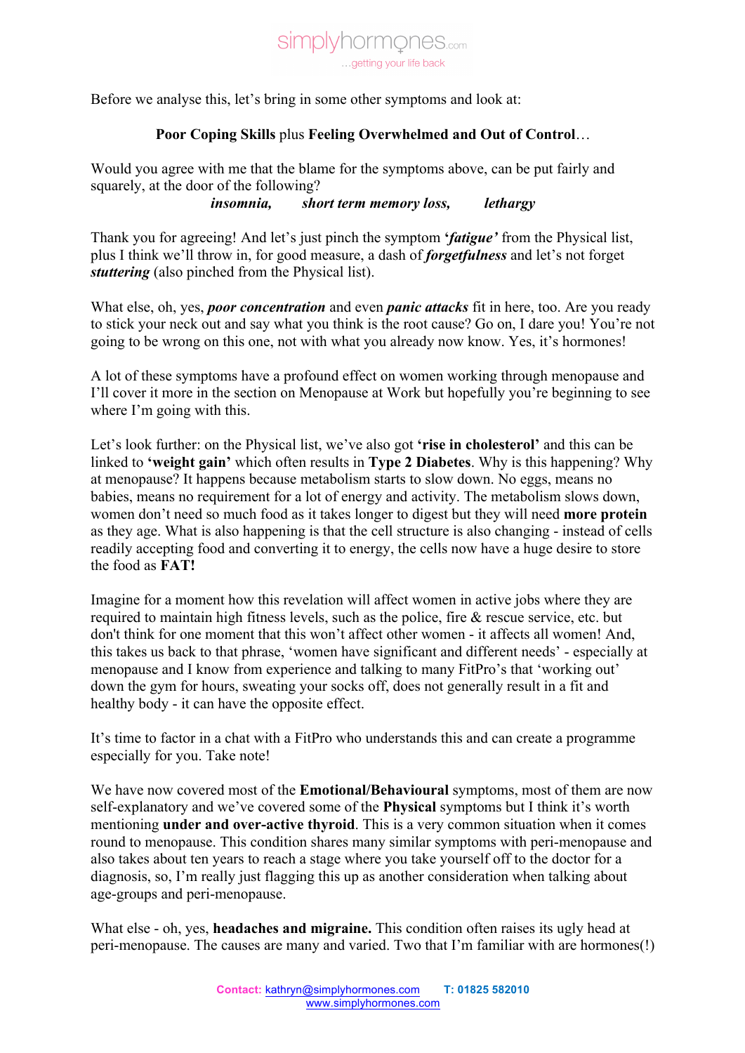Before we analyse this, let's bring in some other symptoms and look at:

**Poor Coping Skills** plus **Feeling Overwhelmed and Out of Control**…

Would you agree with me that the blame for the symptoms above, can be put fairly and squarely, at the door of the following?

***insomnia,*** ***short term memory loss,*** ***lethargy***

Thank you for agreeing! And let's just pinch the symptom **'*fatigue*'** from the Physical list, plus I think we'll throw in, for good measure, a dash of ***forgetfulness*** and let's not forget ***stuttering*** (also pinched from the Physical list).

What else, oh, yes, ***poor concentration*** and even ***panic attacks*** fit in here, too. Are you ready to stick your neck out and say what you think is the root cause? Go on, I dare you! You're not going to be wrong on this one, not with what you already now know. Yes, it's hormones!

A lot of these symptoms have a profound effect on women working through menopause and I'll cover it more in the section on Menopause at Work but hopefully you're beginning to see where I'm going with this.

Let's look further: on the Physical list, we've also got **'rise in cholesterol'** and this can be linked to **'weight gain'** which often results in **Type 2 Diabetes**. Why is this happening? Why at menopause? It happens because metabolism starts to slow down. No eggs, means no babies, means no requirement for a lot of energy and activity. The metabolism slows down, women don't need so much food as it takes longer to digest but they will need **more protein** as they age. What is also happening is that the cell structure is also changing - instead of cells readily accepting food and converting it to energy, the cells now have a huge desire to store the food as **FAT!**

Imagine for a moment how this revelation will affect women in active jobs where they are required to maintain high fitness levels, such as the police, fire & rescue service, etc. but don't think for one moment that this won't affect other women - it affects all women! And, this takes us back to that phrase, 'women have significant and different needs' - especially at menopause and I know from experience and talking to many FitPro's that 'working out' down the gym for hours, sweating your socks off, does not generally result in a fit and healthy body - it can have the opposite effect.

It's time to factor in a chat with a FitPro who understands this and can create a programme especially for you. Take note!

We have now covered most of the **Emotional/Behavioural** symptoms, most of them are now self-explanatory and we've covered some of the **Physical** symptoms but I think it's worth mentioning **under and over-active thyroid**. This is a very common situation when it comes round to menopause. This condition shares many similar symptoms with peri-menopause and also takes about ten years to reach a stage where you take yourself off to the doctor for a diagnosis, so, I'm really just flagging this up as another consideration when talking about age-groups and peri-menopause.

What else - oh, yes, **headaches and migraine.** This condition often raises its ugly head at peri-menopause. The causes are many and varied. Two that I'm familiar with are hormones(!)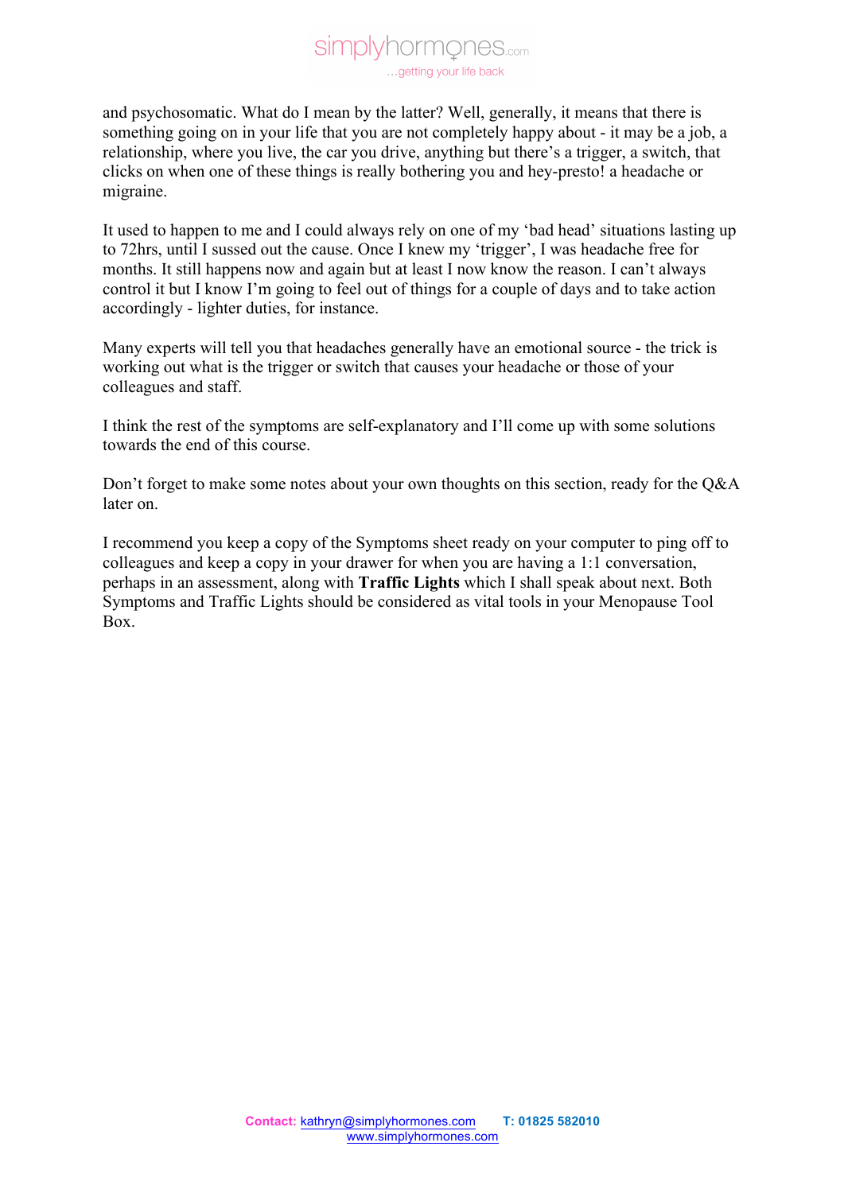and psychosomatic. What do I mean by the latter? Well, generally, it means that there is something going on in your life that you are not completely happy about - it may be a job, a relationship, where you live, the car you drive, anything but there's a trigger, a switch, that clicks on when one of these things is really bothering you and hey-presto! a headache or migraine.

It used to happen to me and I could always rely on one of my 'bad head' situations lasting up to 72hrs, until I sussed out the cause. Once I knew my 'trigger', I was headache free for months. It still happens now and again but at least I now know the reason. I can't always control it but I know I'm going to feel out of things for a couple of days and to take action accordingly - lighter duties, for instance.

Many experts will tell you that headaches generally have an emotional source - the trick is working out what is the trigger or switch that causes your headache or those of your colleagues and staff.

I think the rest of the symptoms are self-explanatory and I'll come up with some solutions towards the end of this course.

Don't forget to make some notes about your own thoughts on this section, ready for the Q&A later on.

I recommend you keep a copy of the Symptoms sheet ready on your computer to ping off to colleagues and keep a copy in your drawer for when you are having a 1:1 conversation, perhaps in an assessment, along with **Traffic Lights** which I shall speak about next. Both Symptoms and Traffic Lights should be considered as vital tools in your Menopause Tool Box.